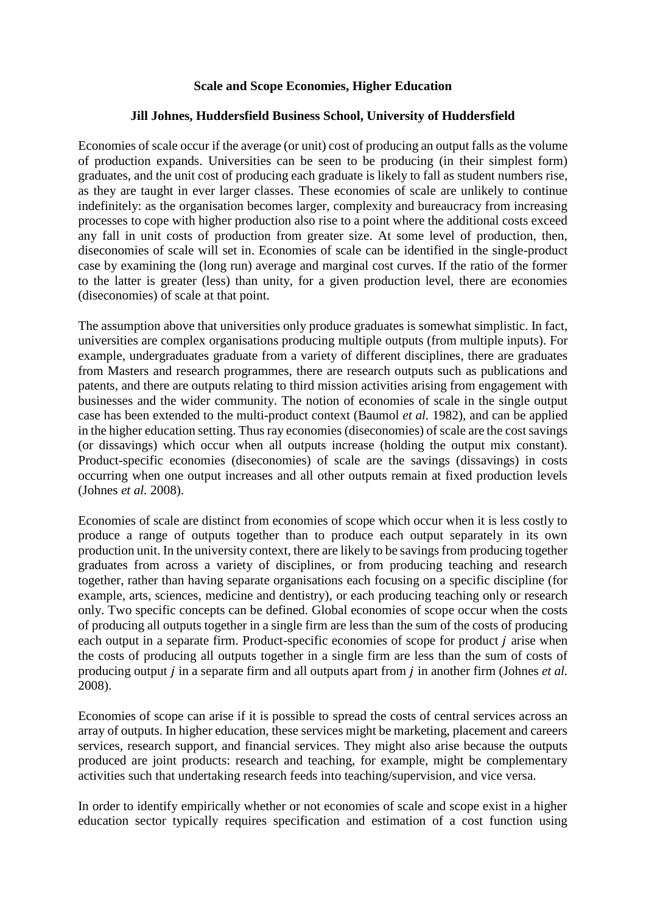**Scale and Scope Economies, Higher Education**

**Jill Johnes, Huddersfield Business School, University of Huddersfield**

Economies of scale occur if the average (or unit) cost of producing an output falls as the volume of production expands. Universities can be seen to be producing (in their simplest form) graduates, and the unit cost of producing each graduate is likely to fall as student numbers rise, as they are taught in ever larger classes. These economies of scale are unlikely to continue indefinitely: as the organisation becomes larger, complexity and bureaucracy from increasing processes to cope with higher production also rise to a point where the additional costs exceed any fall in unit costs of production from greater size. At some level of production, then, diseconomies of scale will set in. Economies of scale can be identified in the single-product case by examining the (long run) average and marginal cost curves. If the ratio of the former to the latter is greater (less) than unity, for a given production level, there are economies (diseconomies) of scale at that point.

The assumption above that universities only produce graduates is somewhat simplistic. In fact, universities are complex organisations producing multiple outputs (from multiple inputs). For example, undergraduates graduate from a variety of different disciplines, there are graduates from Masters and research programmes, there are research outputs such as publications and patents, and there are outputs relating to third mission activities arising from engagement with businesses and the wider community. The notion of economies of scale in the single output case has been extended to the multi-product context (Baumol *et al.* 1982), and can be applied in the higher education setting. Thus ray economies (diseconomies) of scale are the cost savings (or dissavings) which occur when all outputs increase (holding the output mix constant). Product-specific economies (diseconomies) of scale are the savings (dissavings) in costs occurring when one output increases and all other outputs remain at fixed production levels (Johnes *et al.* 2008).

Economies of scale are distinct from economies of scope which occur when it is less costly to produce a range of outputs together than to produce each output separately in its own production unit. In the university context, there are likely to be savings from producing together graduates from across a variety of disciplines, or from producing teaching and research together, rather than having separate organisations each focusing on a specific discipline (for example, arts, sciences, medicine and dentistry), or each producing teaching only or research only. Two specific concepts can be defined. Global economies of scope occur when the costs of producing all outputs together in a single firm are less than the sum of the costs of producing each output in a separate firm. Product-specific economies of scope for product $j$ arise when the costs of producing all outputs together in a single firm are less than the sum of costs of producing output $j$ in a separate firm and all outputs apart from $j$ in another firm (Johnes *et al.* 2008).

Economies of scope can arise if it is possible to spread the costs of central services across an array of outputs. In higher education, these services might be marketing, placement and careers services, research support, and financial services. They might also arise because the outputs produced are joint products: research and teaching, for example, might be complementary activities such that undertaking research feeds into teaching/supervision, and vice versa.

In order to identify empirically whether or not economies of scale and scope exist in a higher education sector typically requires specification and estimation of a cost function using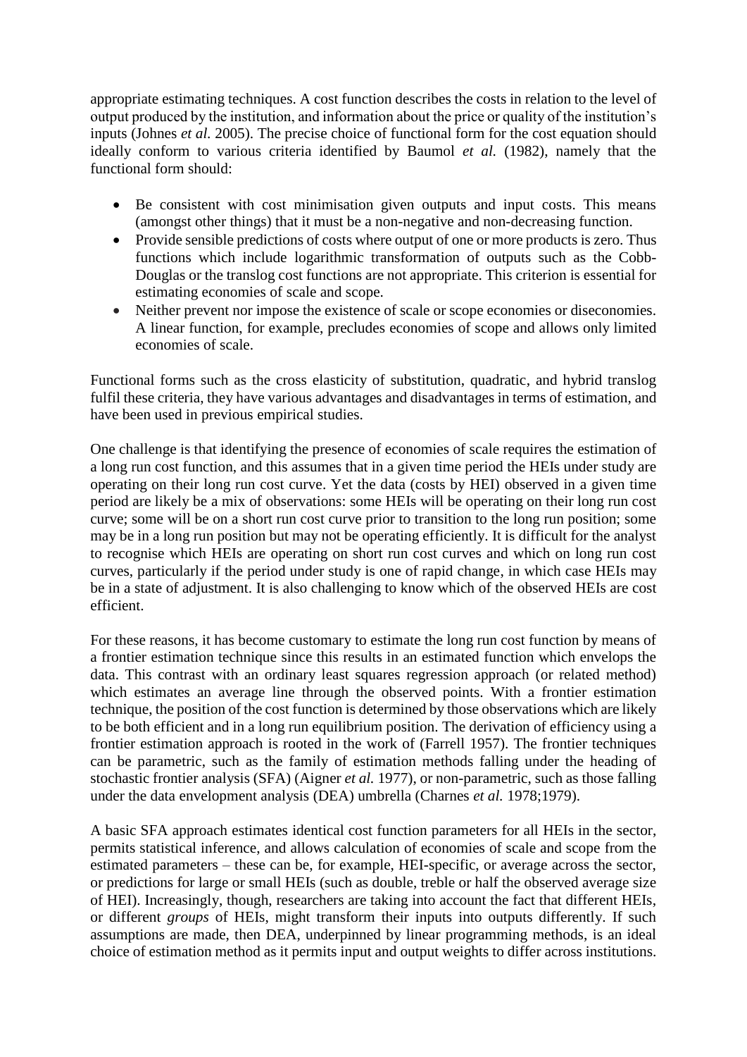appropriate estimating techniques. A cost function describes the costs in relation to the level of output produced by the institution, and information about the price or quality of the institution's inputs (Johnes *et al.* 2005). The precise choice of functional form for the cost equation should ideally conform to various criteria identified by Baumol *et al.* (1982), namely that the functional form should:

- Be consistent with cost minimisation given outputs and input costs. This means (amongst other things) that it must be a non-negative and non-decreasing function.
- Provide sensible predictions of costs where output of one or more products is zero. Thus functions which include logarithmic transformation of outputs such as the Cobb-Douglas or the translog cost functions are not appropriate. This criterion is essential for estimating economies of scale and scope.
- Neither prevent nor impose the existence of scale or scope economies or diseconomies. A linear function, for example, precludes economies of scope and allows only limited economies of scale.

Functional forms such as the cross elasticity of substitution, quadratic, and hybrid translog fulfil these criteria, they have various advantages and disadvantages in terms of estimation, and have been used in previous empirical studies.

One challenge is that identifying the presence of economies of scale requires the estimation of a long run cost function, and this assumes that in a given time period the HEIs under study are operating on their long run cost curve. Yet the data (costs by HEI) observed in a given time period are likely be a mix of observations: some HEIs will be operating on their long run cost curve; some will be on a short run cost curve prior to transition to the long run position; some may be in a long run position but may not be operating efficiently. It is difficult for the analyst to recognise which HEIs are operating on short run cost curves and which on long run cost curves, particularly if the period under study is one of rapid change, in which case HEIs may be in a state of adjustment. It is also challenging to know which of the observed HEIs are cost efficient.

For these reasons, it has become customary to estimate the long run cost function by means of a frontier estimation technique since this results in an estimated function which envelops the data. This contrast with an ordinary least squares regression approach (or related method) which estimates an average line through the observed points. With a frontier estimation technique, the position of the cost function is determined by those observations which are likely to be both efficient and in a long run equilibrium position. The derivation of efficiency using a frontier estimation approach is rooted in the work of (Farrell 1957). The frontier techniques can be parametric, such as the family of estimation methods falling under the heading of stochastic frontier analysis (SFA) (Aigner *et al.* 1977), or non-parametric, such as those falling under the data envelopment analysis (DEA) umbrella (Charnes *et al.* 1978;1979).

A basic SFA approach estimates identical cost function parameters for all HEIs in the sector, permits statistical inference, and allows calculation of economies of scale and scope from the estimated parameters – these can be, for example, HEI-specific, or average across the sector, or predictions for large or small HEIs (such as double, treble or half the observed average size of HEI). Increasingly, though, researchers are taking into account the fact that different HEIs, or different *groups* of HEIs, might transform their inputs into outputs differently. If such assumptions are made, then DEA, underpinned by linear programming methods, is an ideal choice of estimation method as it permits input and output weights to differ across institutions.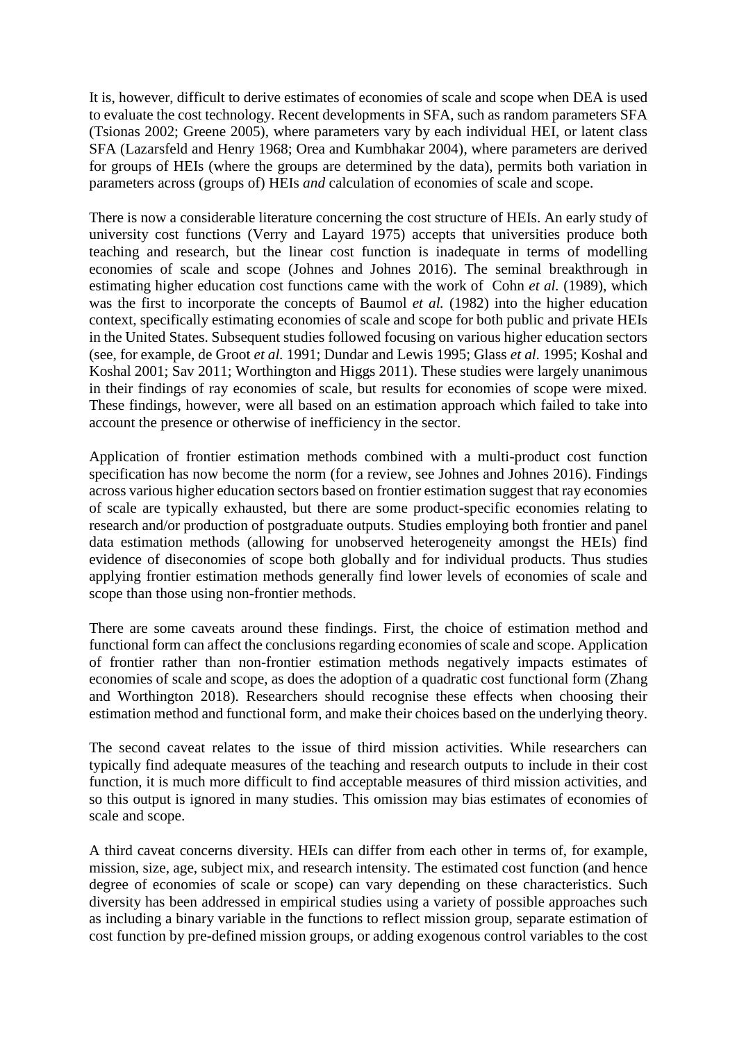It is, however, difficult to derive estimates of economies of scale and scope when DEA is used to evaluate the cost technology. Recent developments in SFA, such as random parameters SFA (Tsionas 2002; Greene 2005), where parameters vary by each individual HEI, or latent class SFA (Lazarsfeld and Henry 1968; Orea and Kumbhakar 2004), where parameters are derived for groups of HEIs (where the groups are determined by the data), permits both variation in parameters across (groups of) HEIs *and* calculation of economies of scale and scope.

There is now a considerable literature concerning the cost structure of HEIs. An early study of university cost functions (Verry and Layard 1975) accepts that universities produce both teaching and research, but the linear cost function is inadequate in terms of modelling economies of scale and scope (Johnes and Johnes 2016). The seminal breakthrough in estimating higher education cost functions came with the work of Cohn *et al.* (1989), which was the first to incorporate the concepts of Baumol *et al.* (1982) into the higher education context, specifically estimating economies of scale and scope for both public and private HEIs in the United States. Subsequent studies followed focusing on various higher education sectors (see, for example, de Groot *et al.* 1991; Dundar and Lewis 1995; Glass *et al.* 1995; Koshal and Koshal 2001; Sav 2011; Worthington and Higgs 2011). These studies were largely unanimous in their findings of ray economies of scale, but results for economies of scope were mixed. These findings, however, were all based on an estimation approach which failed to take into account the presence or otherwise of inefficiency in the sector.

Application of frontier estimation methods combined with a multi-product cost function specification has now become the norm (for a review, see Johnes and Johnes 2016). Findings across various higher education sectors based on frontier estimation suggest that ray economies of scale are typically exhausted, but there are some product-specific economies relating to research and/or production of postgraduate outputs. Studies employing both frontier and panel data estimation methods (allowing for unobserved heterogeneity amongst the HEIs) find evidence of diseconomies of scope both globally and for individual products. Thus studies applying frontier estimation methods generally find lower levels of economies of scale and scope than those using non-frontier methods.

There are some caveats around these findings. First, the choice of estimation method and functional form can affect the conclusions regarding economies of scale and scope. Application of frontier rather than non-frontier estimation methods negatively impacts estimates of economies of scale and scope, as does the adoption of a quadratic cost functional form (Zhang and Worthington 2018). Researchers should recognise these effects when choosing their estimation method and functional form, and make their choices based on the underlying theory.

The second caveat relates to the issue of third mission activities. While researchers can typically find adequate measures of the teaching and research outputs to include in their cost function, it is much more difficult to find acceptable measures of third mission activities, and so this output is ignored in many studies. This omission may bias estimates of economies of scale and scope.

A third caveat concerns diversity. HEIs can differ from each other in terms of, for example, mission, size, age, subject mix, and research intensity. The estimated cost function (and hence degree of economies of scale or scope) can vary depending on these characteristics. Such diversity has been addressed in empirical studies using a variety of possible approaches such as including a binary variable in the functions to reflect mission group, separate estimation of cost function by pre-defined mission groups, or adding exogenous control variables to the cost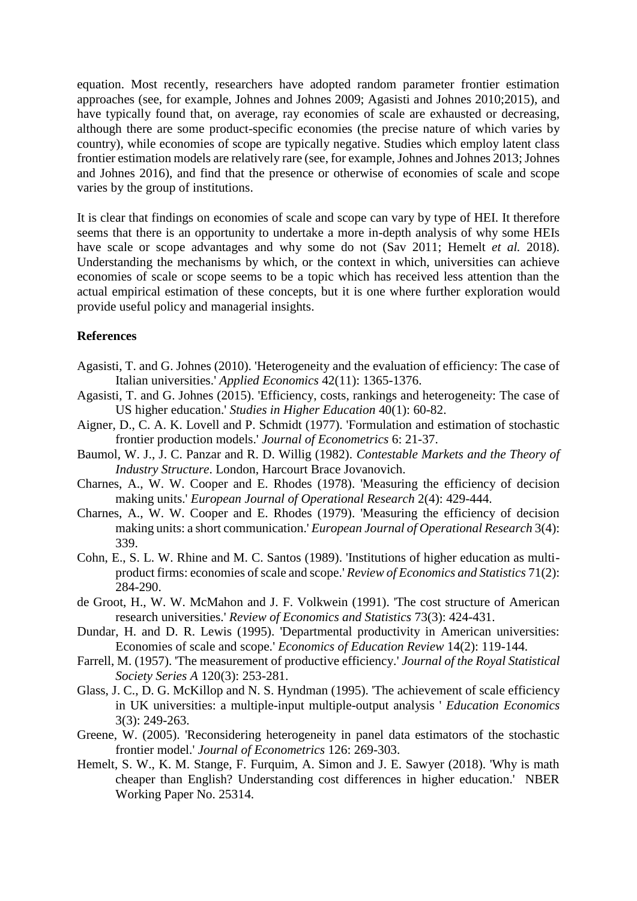equation. Most recently, researchers have adopted random parameter frontier estimation approaches (see, for example, Johnes and Johnes 2009; Agasisti and Johnes 2010;2015), and have typically found that, on average, ray economies of scale are exhausted or decreasing, although there are some product-specific economies (the precise nature of which varies by country), while economies of scope are typically negative. Studies which employ latent class frontier estimation models are relatively rare (see, for example, Johnes and Johnes 2013; Johnes and Johnes 2016), and find that the presence or otherwise of economies of scale and scope varies by the group of institutions.

It is clear that findings on economies of scale and scope can vary by type of HEI. It therefore seems that there is an opportunity to undertake a more in-depth analysis of why some HEIs have scale or scope advantages and why some do not (Sav 2011; Hemelt *et al.* 2018). Understanding the mechanisms by which, or the context in which, universities can achieve economies of scale or scope seems to be a topic which has received less attention than the actual empirical estimation of these concepts, but it is one where further exploration would provide useful policy and managerial insights.

**References**

Agasisti, T. and G. Johnes (2010). 'Heterogeneity and the evaluation of efficiency: The case of Italian universities.' *Applied Economics* 42(11): 1365-1376.

Agasisti, T. and G. Johnes (2015). 'Efficiency, costs, rankings and heterogeneity: The case of US higher education.' *Studies in Higher Education* 40(1): 60-82.

Aigner, D., C. A. K. Lovell and P. Schmidt (1977). 'Formulation and estimation of stochastic frontier production models.' *Journal of Econometrics* 6: 21-37.

Baumol, W. J., J. C. Panzar and R. D. Willig (1982). *Contestable Markets and the Theory of Industry Structure*. London, Harcourt Brace Jovanovich.

Charnes, A., W. W. Cooper and E. Rhodes (1978). 'Measuring the efficiency of decision making units.' *European Journal of Operational Research* 2(4): 429-444.

Charnes, A., W. W. Cooper and E. Rhodes (1979). 'Measuring the efficiency of decision making units: a short communication.' *European Journal of Operational Research* 3(4): 339.

Cohn, E., S. L. W. Rhine and M. C. Santos (1989). 'Institutions of higher education as multi-product firms: economies of scale and scope.' *Review of Economics and Statistics* 71(2): 284-290.

de Groot, H., W. W. McMahon and J. F. Volkwein (1991). 'The cost structure of American research universities.' *Review of Economics and Statistics* 73(3): 424-431.

Dundar, H. and D. R. Lewis (1995). 'Departmental productivity in American universities: Economies of scale and scope.' *Economics of Education Review* 14(2): 119-144.

Farrell, M. (1957). 'The measurement of productive efficiency.' *Journal of the Royal Statistical Society Series A* 120(3): 253-281.

Glass, J. C., D. G. McKillop and N. S. Hyndman (1995). 'The achievement of scale efficiency in UK universities: a multiple-input multiple-output analysis ' *Education Economics* 3(3): 249-263.

Greene, W. (2005). 'Reconsidering heterogeneity in panel data estimators of the stochastic frontier model.' *Journal of Econometrics* 126: 269-303.

Hemelt, S. W., K. M. Stange, F. Furquim, A. Simon and J. E. Sawyer (2018). 'Why is math cheaper than English? Understanding cost differences in higher education.' NBER Working Paper No. 25314.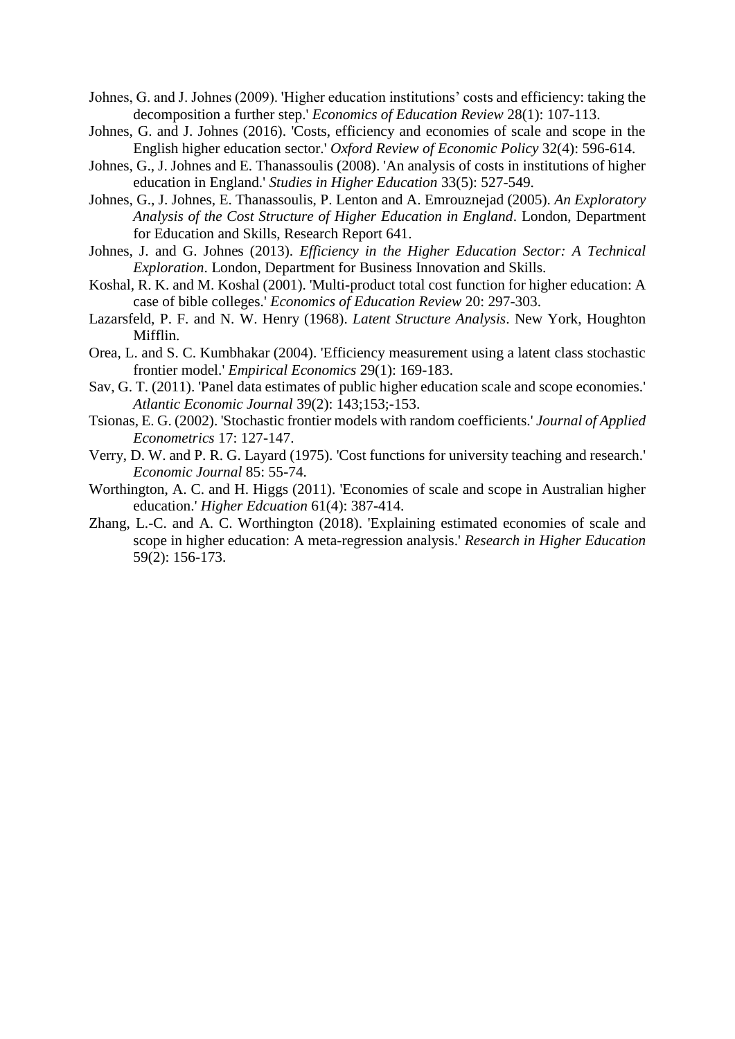Johnes, G. and J. Johnes (2009). 'Higher education institutions' costs and efficiency: taking the decomposition a further step.' *Economics of Education Review* 28(1): 107-113.

Johnes, G. and J. Johnes (2016). 'Costs, efficiency and economies of scale and scope in the English higher education sector.' *Oxford Review of Economic Policy* 32(4): 596-614.

Johnes, G., J. Johnes and E. Thanassoulis (2008). 'An analysis of costs in institutions of higher education in England.' *Studies in Higher Education* 33(5): 527-549.

Johnes, G., J. Johnes, E. Thanassoulis, P. Lenton and A. Emrouznejad (2005). *An Exploratory Analysis of the Cost Structure of Higher Education in England*. London, Department for Education and Skills, Research Report 641.

Johnes, J. and G. Johnes (2013). *Efficiency in the Higher Education Sector: A Technical Exploration*. London, Department for Business Innovation and Skills.

Koshal, R. K. and M. Koshal (2001). 'Multi-product total cost function for higher education: A case of bible colleges.' *Economics of Education Review* 20: 297-303.

Lazarsfeld, P. F. and N. W. Henry (1968). *Latent Structure Analysis*. New York, Houghton Mifflin.

Orea, L. and S. C. Kumbhakar (2004). 'Efficiency measurement using a latent class stochastic frontier model.' *Empirical Economics* 29(1): 169-183.

Sav, G. T. (2011). 'Panel data estimates of public higher education scale and scope economies.' *Atlantic Economic Journal* 39(2): 143;153;-153.

Tsionas, E. G. (2002). 'Stochastic frontier models with random coefficients.' *Journal of Applied Econometrics* 17: 127-147.

Verry, D. W. and P. R. G. Layard (1975). 'Cost functions for university teaching and research.' *Economic Journal* 85: 55-74.

Worthington, A. C. and H. Higgs (2011). 'Economies of scale and scope in Australian higher education.' *Higher Edcuation* 61(4): 387-414.

Zhang, L.-C. and A. C. Worthington (2018). 'Explaining estimated economies of scale and scope in higher education: A meta-regression analysis.' *Research in Higher Education* 59(2): 156-173.